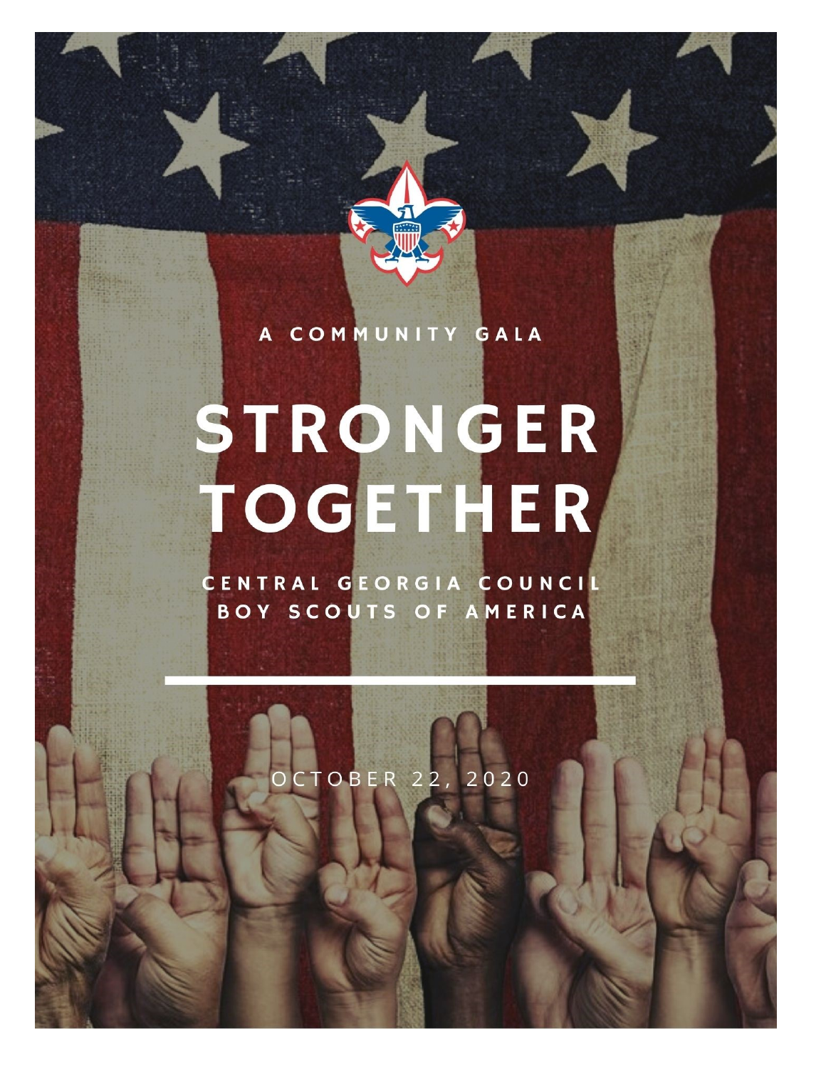A COMMUNITY GALA

# STRONGER TOGETHER

CENTRAL GEORGIA COUNCIL
BOY SCOUTS OF AMERICA

OCTOBER 22, 2020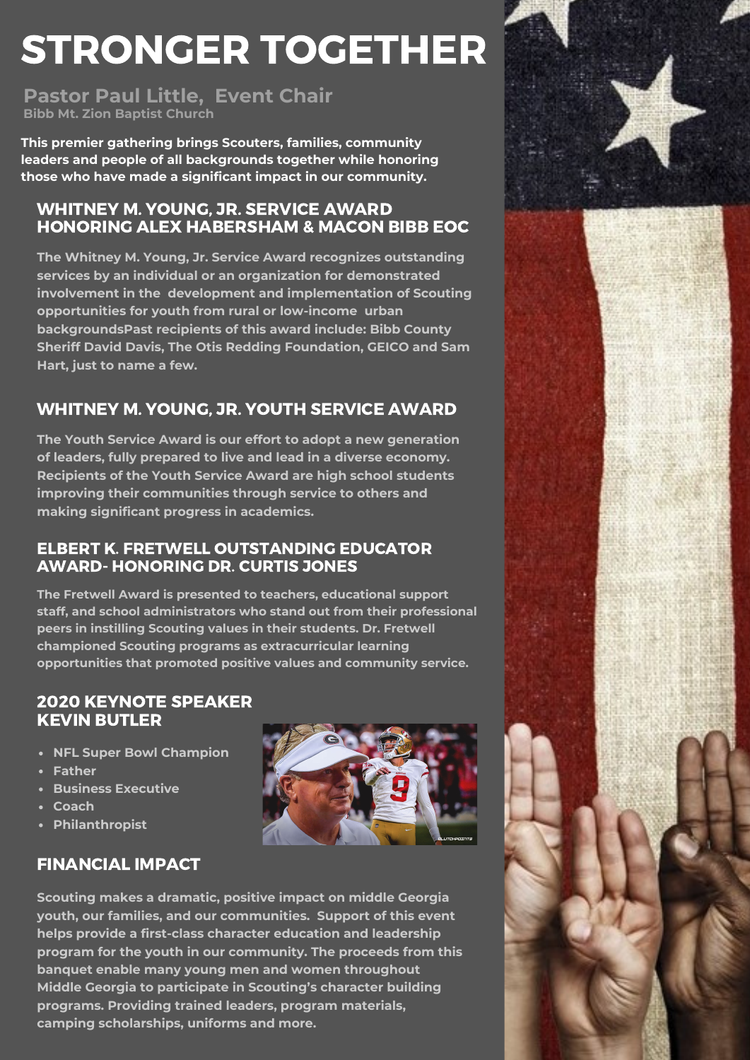# STRONGER TOGETHER

**Pastor Paul Little, Event Chair**
Bibb Mt. Zion Baptist Church

**This premier gathering brings Scouters, families, community leaders and people of all backgrounds together while honoring those who have made a significant impact in our community.**

## WHITNEY M. YOUNG, JR. SERVICE AWARD HONORING ALEX HABERSHAM & MACON BIBB EOC

The Whitney M. Young, Jr. Service Award recognizes outstanding services by an individual or an organization for demonstrated involvement in the development and implementation of Scouting opportunities for youth from rural or low-income urban backgroundsPast recipients of this award include: Bibb County Sheriff David Davis, The Otis Redding Foundation, GEICO and Sam Hart, just to name a few.

## WHITNEY M. YOUNG, JR. YOUTH SERVICE AWARD

The Youth Service Award is our effort to adopt a new generation of leaders, fully prepared to live and lead in a diverse economy. Recipients of the Youth Service Award are high school students improving their communities through service to others and making significant progress in academics.

## ELBERT K. FRETWELL OUTSTANDING EDUCATOR AWARD- HONORING DR. CURTIS JONES

The Fretwell Award is presented to teachers, educational support staff, and school administrators who stand out from their professional peers in instilling Scouting values in their students. Dr. Fretwell championed Scouting programs as extracurricular learning opportunities that promoted positive values and community service.

## 2020 KEYNOTE SPEAKER KEVIN BUTLER

- NFL Super Bowl Champion
- Father
- Business Executive
- Coach
- Philanthropist

## FINANCIAL IMPACT

Scouting makes a dramatic, positive impact on middle Georgia youth, our families, and our communities. Support of this event helps provide a first-class character education and leadership program for the youth in our community. The proceeds from this banquet enable many young men and women throughout Middle Georgia to participate in Scouting's character building programs. Providing trained leaders, program materials, camping scholarships, uniforms and more.